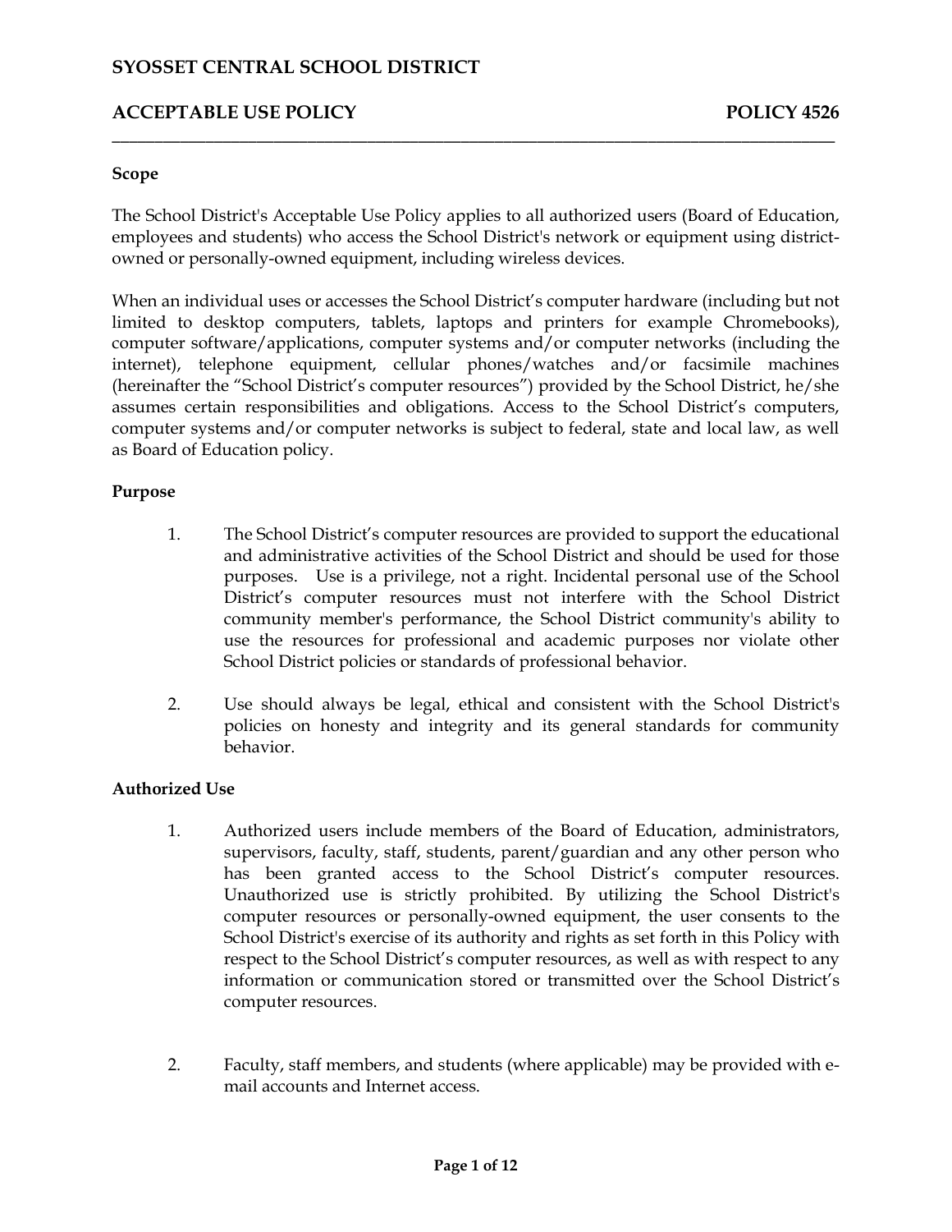# SYOSSET CENTRAL SCHOOL DISTRICT

## ACCEPTABLE USE POLICY — POLICY 4526

**Scope**

The School District's Acceptable Use Policy applies to all authorized users (Board of Education, employees and students) who access the School District's network or equipment using district-owned or personally-owned equipment, including wireless devices.

When an individual uses or accesses the School District's computer hardware (including but not limited to desktop computers, tablets, laptops and printers for example Chromebooks), computer software/applications, computer systems and/or computer networks (including the internet), telephone equipment, cellular phones/watches and/or facsimile machines (hereinafter the "School District's computer resources") provided by the School District, he/she assumes certain responsibilities and obligations. Access to the School District's computers, computer systems and/or computer networks is subject to federal, state and local law, as well as Board of Education policy.

**Purpose**

1. The School District's computer resources are provided to support the educational and administrative activities of the School District and should be used for those purposes. Use is a privilege, not a right. Incidental personal use of the School District's computer resources must not interfere with the School District community member's performance, the School District community's ability to use the resources for professional and academic purposes nor violate other School District policies or standards of professional behavior.

2. Use should always be legal, ethical and consistent with the School District's policies on honesty and integrity and its general standards for community behavior.

**Authorized Use**

1. Authorized users include members of the Board of Education, administrators, supervisors, faculty, staff, students, parent/guardian and any other person who has been granted access to the School District's computer resources. Unauthorized use is strictly prohibited. By utilizing the School District's computer resources or personally-owned equipment, the user consents to the School District's exercise of its authority and rights as set forth in this Policy with respect to the School District's computer resources, as well as with respect to any information or communication stored or transmitted over the School District's computer resources.

2. Faculty, staff members, and students (where applicable) may be provided with e-mail accounts and Internet access.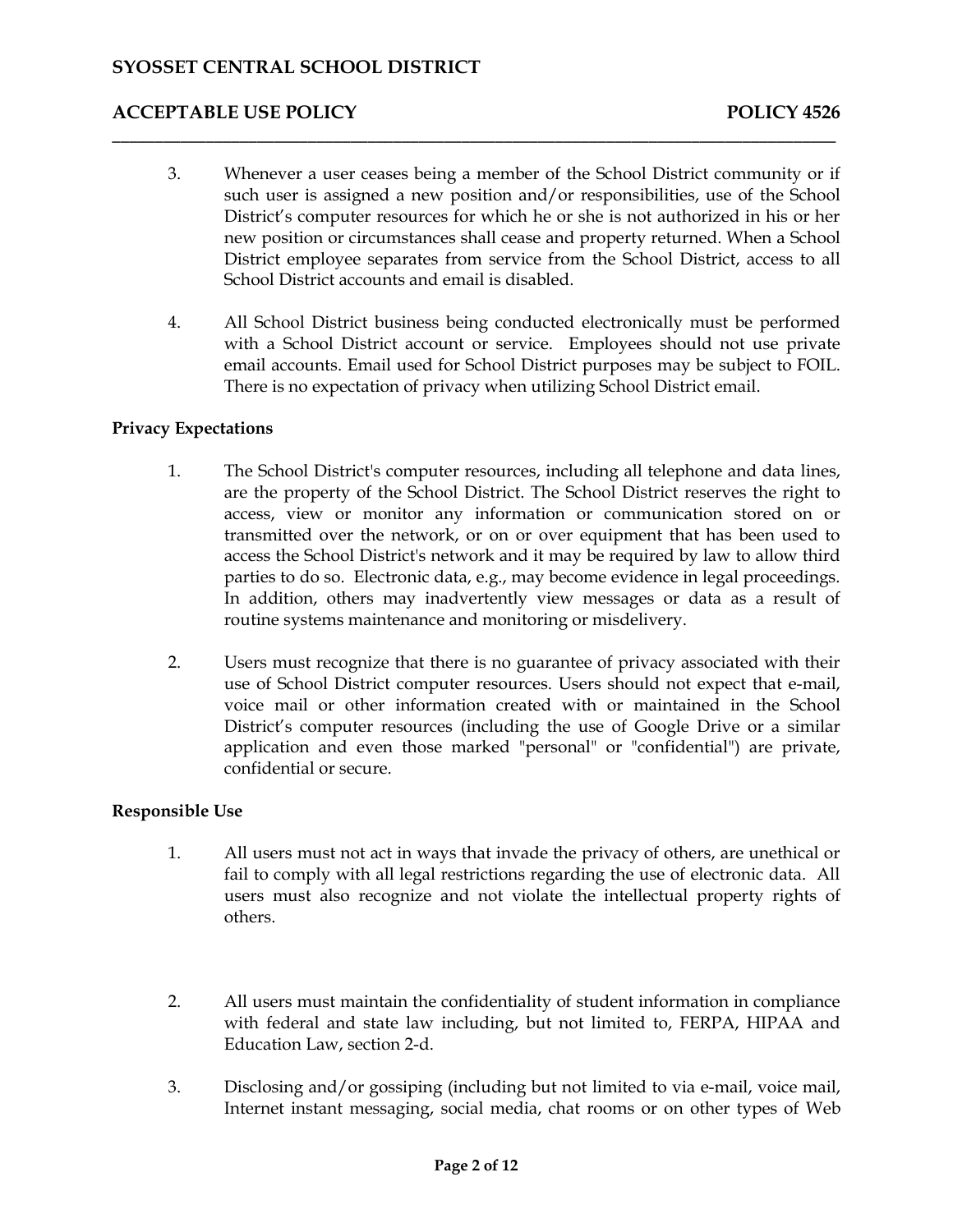3. Whenever a user ceases being a member of the School District community or if such user is assigned a new position and/or responsibilities, use of the School District's computer resources for which he or she is not authorized in his or her new position or circumstances shall cease and property returned. When a School District employee separates from service from the School District, access to all School District accounts and email is disabled.

4. All School District business being conducted electronically must be performed with a School District account or service. Employees should not use private email accounts. Email used for School District purposes may be subject to FOIL. There is no expectation of privacy when utilizing School District email.

**Privacy Expectations**

1. The School District's computer resources, including all telephone and data lines, are the property of the School District. The School District reserves the right to access, view or monitor any information or communication stored on or transmitted over the network, or on or over equipment that has been used to access the School District's network and it may be required by law to allow third parties to do so. Electronic data, e.g., may become evidence in legal proceedings. In addition, others may inadvertently view messages or data as a result of routine systems maintenance and monitoring or misdelivery.

2. Users must recognize that there is no guarantee of privacy associated with their use of School District computer resources. Users should not expect that e-mail, voice mail or other information created with or maintained in the School District's computer resources (including the use of Google Drive or a similar application and even those marked "personal" or "confidential") are private, confidential or secure.

**Responsible Use**

1. All users must not act in ways that invade the privacy of others, are unethical or fail to comply with all legal restrictions regarding the use of electronic data. All users must also recognize and not violate the intellectual property rights of others.

2. All users must maintain the confidentiality of student information in compliance with federal and state law including, but not limited to, FERPA, HIPAA and Education Law, section 2-d.

3. Disclosing and/or gossiping (including but not limited to via e-mail, voice mail, Internet instant messaging, social media, chat rooms or on other types of Web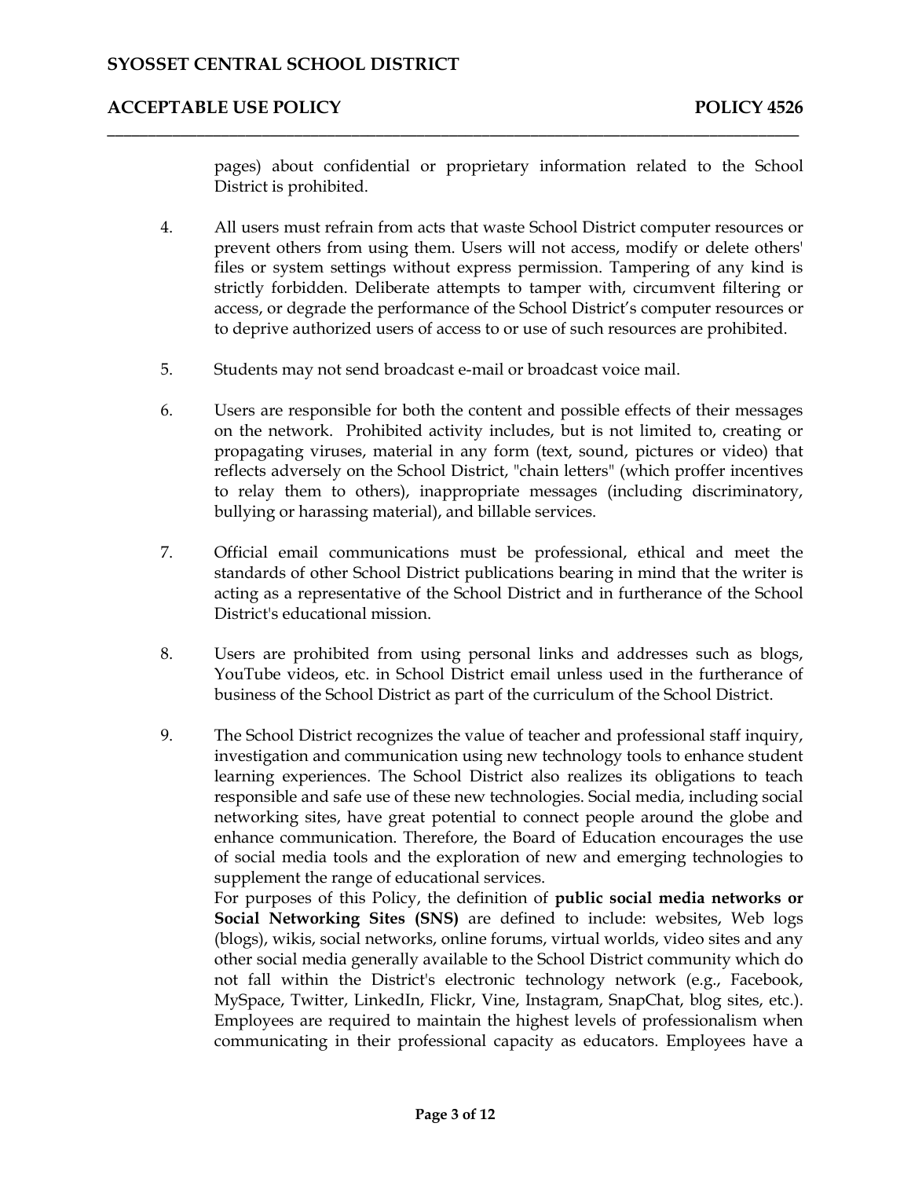pages) about confidential or proprietary information related to the School District is prohibited.

4. All users must refrain from acts that waste School District computer resources or prevent others from using them. Users will not access, modify or delete others' files or system settings without express permission. Tampering of any kind is strictly forbidden. Deliberate attempts to tamper with, circumvent filtering or access, or degrade the performance of the School District's computer resources or to deprive authorized users of access to or use of such resources are prohibited.

5. Students may not send broadcast e-mail or broadcast voice mail.

6. Users are responsible for both the content and possible effects of their messages on the network. Prohibited activity includes, but is not limited to, creating or propagating viruses, material in any form (text, sound, pictures or video) that reflects adversely on the School District, "chain letters" (which proffer incentives to relay them to others), inappropriate messages (including discriminatory, bullying or harassing material), and billable services.

7. Official email communications must be professional, ethical and meet the standards of other School District publications bearing in mind that the writer is acting as a representative of the School District and in furtherance of the School District's educational mission.

8. Users are prohibited from using personal links and addresses such as blogs, YouTube videos, etc. in School District email unless used in the furtherance of business of the School District as part of the curriculum of the School District.

9. The School District recognizes the value of teacher and professional staff inquiry, investigation and communication using new technology tools to enhance student learning experiences. The School District also realizes its obligations to teach responsible and safe use of these new technologies. Social media, including social networking sites, have great potential to connect people around the globe and enhance communication. Therefore, the Board of Education encourages the use of social media tools and the exploration of new and emerging technologies to supplement the range of educational services.
   For purposes of this Policy, the definition of **public social media networks or Social Networking Sites (SNS)** are defined to include: websites, Web logs (blogs), wikis, social networks, online forums, virtual worlds, video sites and any other social media generally available to the School District community which do not fall within the District's electronic technology network (e.g., Facebook, MySpace, Twitter, LinkedIn, Flickr, Vine, Instagram, SnapChat, blog sites, etc.). Employees are required to maintain the highest levels of professionalism when communicating in their professional capacity as educators. Employees have a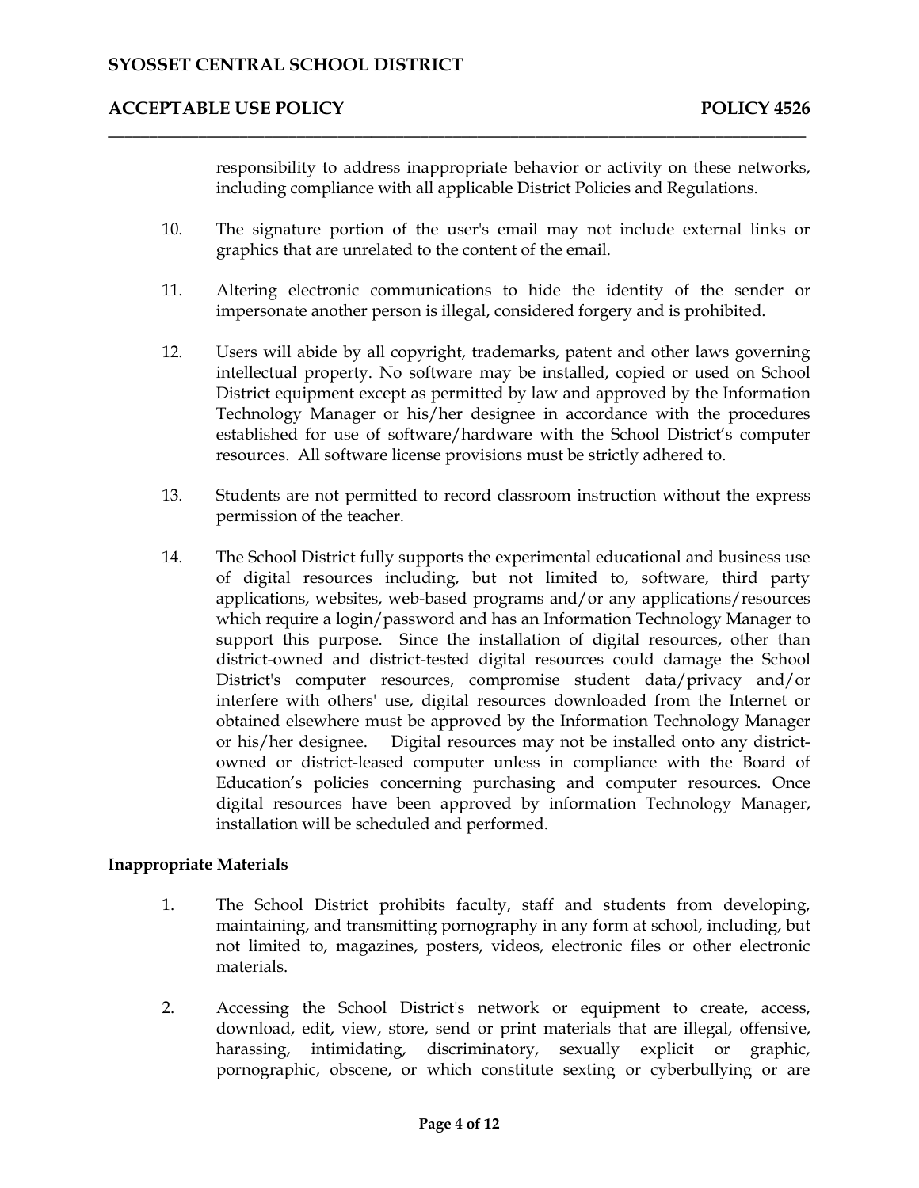responsibility to address inappropriate behavior or activity on these networks, including compliance with all applicable District Policies and Regulations.

10. The signature portion of the user's email may not include external links or graphics that are unrelated to the content of the email.

11. Altering electronic communications to hide the identity of the sender or impersonate another person is illegal, considered forgery and is prohibited.

12. Users will abide by all copyright, trademarks, patent and other laws governing intellectual property. No software may be installed, copied or used on School District equipment except as permitted by law and approved by the Information Technology Manager or his/her designee in accordance with the procedures established for use of software/hardware with the School District's computer resources. All software license provisions must be strictly adhered to.

13. Students are not permitted to record classroom instruction without the express permission of the teacher.

14. The School District fully supports the experimental educational and business use of digital resources including, but not limited to, software, third party applications, websites, web-based programs and/or any applications/resources which require a login/password and has an Information Technology Manager to support this purpose. Since the installation of digital resources, other than district-owned and district-tested digital resources could damage the School District's computer resources, compromise student data/privacy and/or interfere with others' use, digital resources downloaded from the Internet or obtained elsewhere must be approved by the Information Technology Manager or his/her designee. Digital resources may not be installed onto any district-owned or district-leased computer unless in compliance with the Board of Education's policies concerning purchasing and computer resources. Once digital resources have been approved by information Technology Manager, installation will be scheduled and performed.

**Inappropriate Materials**

1. The School District prohibits faculty, staff and students from developing, maintaining, and transmitting pornography in any form at school, including, but not limited to, magazines, posters, videos, electronic files or other electronic materials.

2. Accessing the School District's network or equipment to create, access, download, edit, view, store, send or print materials that are illegal, offensive, harassing, intimidating, discriminatory, sexually explicit or graphic, pornographic, obscene, or which constitute sexting or cyberbullying or are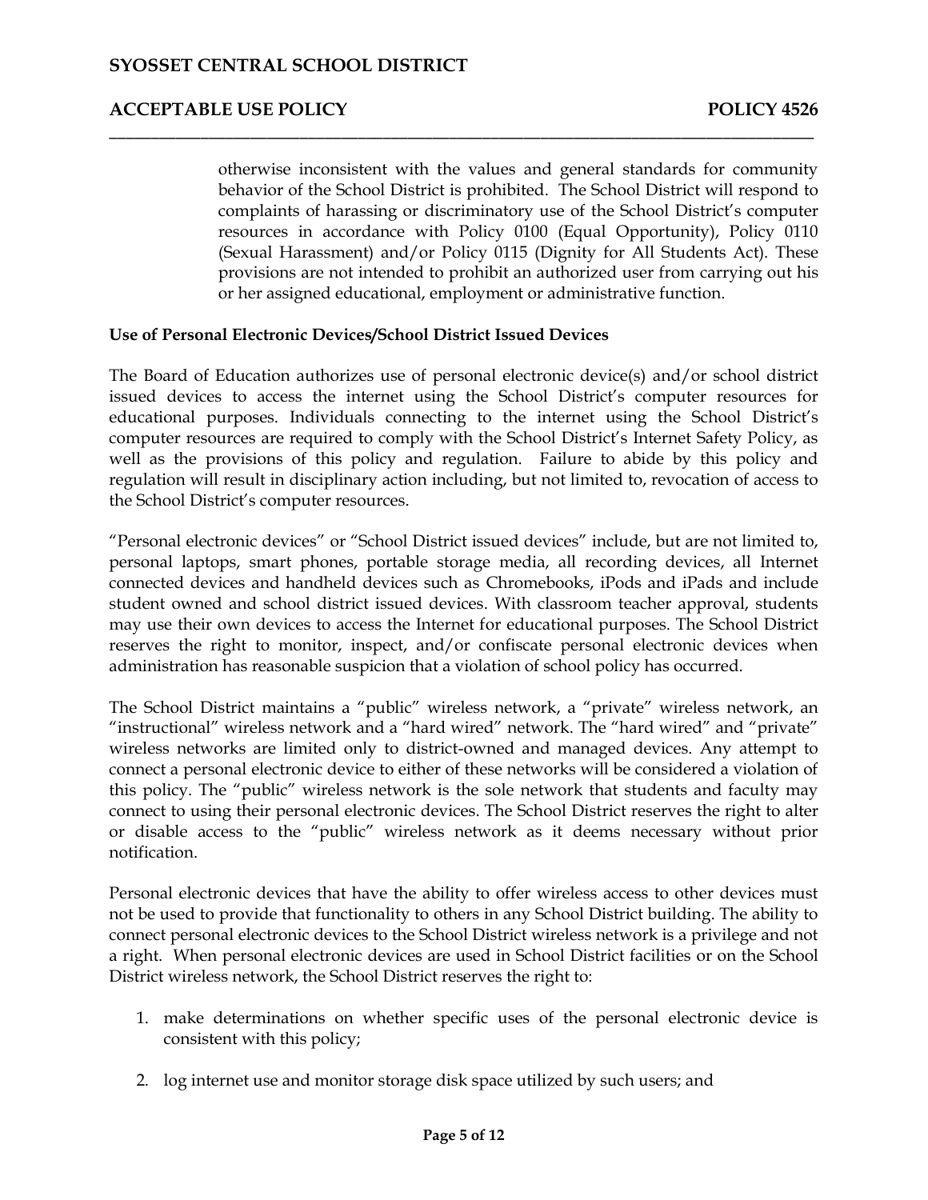otherwise inconsistent with the values and general standards for community behavior of the School District is prohibited. The School District will respond to complaints of harassing or discriminatory use of the School District's computer resources in accordance with Policy 0100 (Equal Opportunity), Policy 0110 (Sexual Harassment) and/or Policy 0115 (Dignity for All Students Act). These provisions are not intended to prohibit an authorized user from carrying out his or her assigned educational, employment or administrative function.

**Use of Personal Electronic Devices/School District Issued Devices**

The Board of Education authorizes use of personal electronic device(s) and/or school district issued devices to access the internet using the School District's computer resources for educational purposes. Individuals connecting to the internet using the School District's computer resources are required to comply with the School District's Internet Safety Policy, as well as the provisions of this policy and regulation. Failure to abide by this policy and regulation will result in disciplinary action including, but not limited to, revocation of access to the School District's computer resources.

"Personal electronic devices" or "School District issued devices" include, but are not limited to, personal laptops, smart phones, portable storage media, all recording devices, all Internet connected devices and handheld devices such as Chromebooks, iPods and iPads and include student owned and school district issued devices. With classroom teacher approval, students may use their own devices to access the Internet for educational purposes. The School District reserves the right to monitor, inspect, and/or confiscate personal electronic devices when administration has reasonable suspicion that a violation of school policy has occurred.

The School District maintains a "public" wireless network, a "private" wireless network, an "instructional" wireless network and a "hard wired" network. The "hard wired" and "private" wireless networks are limited only to district-owned and managed devices. Any attempt to connect a personal electronic device to either of these networks will be considered a violation of this policy. The "public" wireless network is the sole network that students and faculty may connect to using their personal electronic devices. The School District reserves the right to alter or disable access to the "public" wireless network as it deems necessary without prior notification.

Personal electronic devices that have the ability to offer wireless access to other devices must not be used to provide that functionality to others in any School District building. The ability to connect personal electronic devices to the School District wireless network is a privilege and not a right. When personal electronic devices are used in School District facilities or on the School District wireless network, the School District reserves the right to:

1. make determinations on whether specific uses of the personal electronic device is consistent with this policy;
2. log internet use and monitor storage disk space utilized by such users; and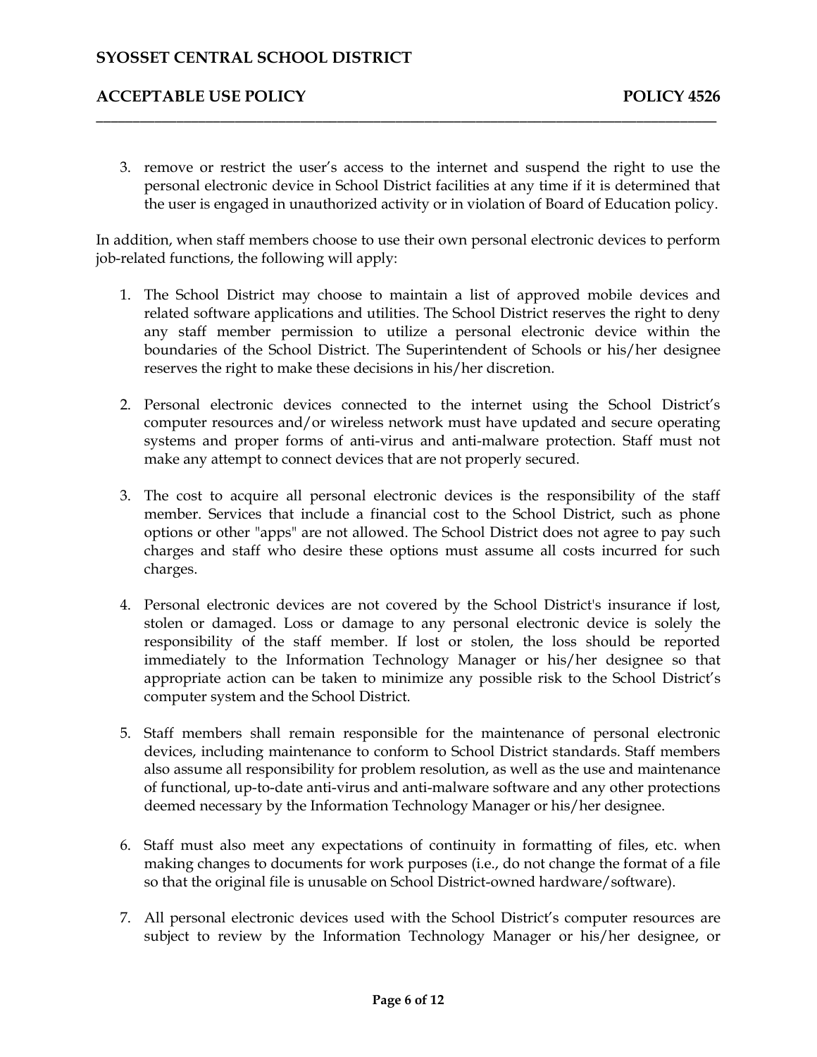3. remove or restrict the user's access to the internet and suspend the right to use the personal electronic device in School District facilities at any time if it is determined that the user is engaged in unauthorized activity or in violation of Board of Education policy.

In addition, when staff members choose to use their own personal electronic devices to perform job-related functions, the following will apply:

1. The School District may choose to maintain a list of approved mobile devices and related software applications and utilities. The School District reserves the right to deny any staff member permission to utilize a personal electronic device within the boundaries of the School District. The Superintendent of Schools or his/her designee reserves the right to make these decisions in his/her discretion.

2. Personal electronic devices connected to the internet using the School District's computer resources and/or wireless network must have updated and secure operating systems and proper forms of anti-virus and anti-malware protection. Staff must not make any attempt to connect devices that are not properly secured.

3. The cost to acquire all personal electronic devices is the responsibility of the staff member. Services that include a financial cost to the School District, such as phone options or other "apps" are not allowed. The School District does not agree to pay such charges and staff who desire these options must assume all costs incurred for such charges.

4. Personal electronic devices are not covered by the School District's insurance if lost, stolen or damaged. Loss or damage to any personal electronic device is solely the responsibility of the staff member. If lost or stolen, the loss should be reported immediately to the Information Technology Manager or his/her designee so that appropriate action can be taken to minimize any possible risk to the School District's computer system and the School District.

5. Staff members shall remain responsible for the maintenance of personal electronic devices, including maintenance to conform to School District standards. Staff members also assume all responsibility for problem resolution, as well as the use and maintenance of functional, up-to-date anti-virus and anti-malware software and any other protections deemed necessary by the Information Technology Manager or his/her designee.

6. Staff must also meet any expectations of continuity in formatting of files, etc. when making changes to documents for work purposes (i.e., do not change the format of a file so that the original file is unusable on School District-owned hardware/software).

7. All personal electronic devices used with the School District's computer resources are subject to review by the Information Technology Manager or his/her designee, or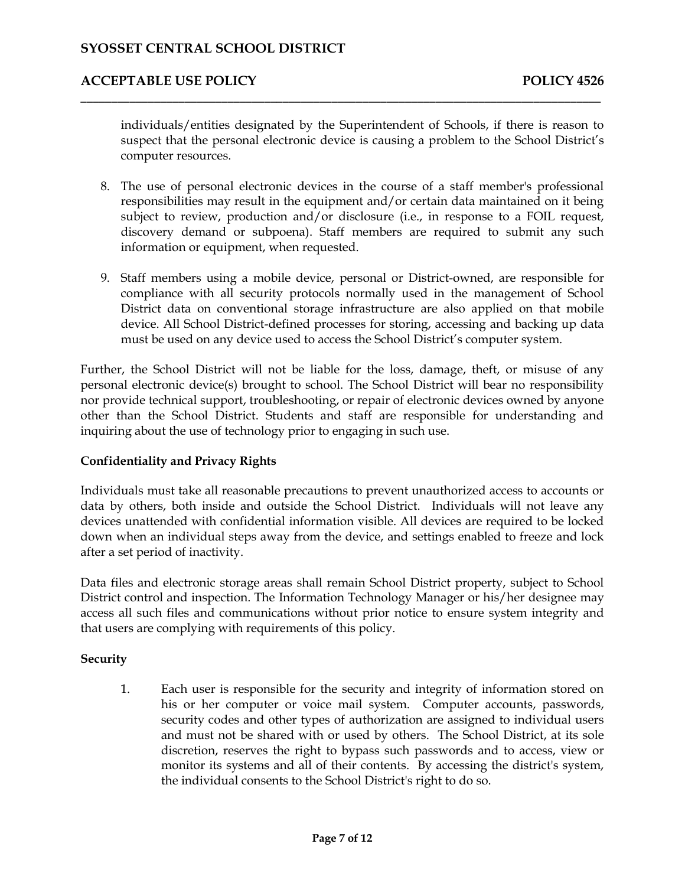individuals/entities designated by the Superintendent of Schools, if there is reason to suspect that the personal electronic device is causing a problem to the School District's computer resources.

8. The use of personal electronic devices in the course of a staff member's professional responsibilities may result in the equipment and/or certain data maintained on it being subject to review, production and/or disclosure (i.e., in response to a FOIL request, discovery demand or subpoena). Staff members are required to submit any such information or equipment, when requested.

9. Staff members using a mobile device, personal or District-owned, are responsible for compliance with all security protocols normally used in the management of School District data on conventional storage infrastructure are also applied on that mobile device. All School District-defined processes for storing, accessing and backing up data must be used on any device used to access the School District's computer system.

Further, the School District will not be liable for the loss, damage, theft, or misuse of any personal electronic device(s) brought to school. The School District will bear no responsibility nor provide technical support, troubleshooting, or repair of electronic devices owned by anyone other than the School District. Students and staff are responsible for understanding and inquiring about the use of technology prior to engaging in such use.

**Confidentiality and Privacy Rights**

Individuals must take all reasonable precautions to prevent unauthorized access to accounts or data by others, both inside and outside the School District. Individuals will not leave any devices unattended with confidential information visible. All devices are required to be locked down when an individual steps away from the device, and settings enabled to freeze and lock after a set period of inactivity.

Data files and electronic storage areas shall remain School District property, subject to School District control and inspection. The Information Technology Manager or his/her designee may access all such files and communications without prior notice to ensure system integrity and that users are complying with requirements of this policy.

**Security**

1. Each user is responsible for the security and integrity of information stored on his or her computer or voice mail system. Computer accounts, passwords, security codes and other types of authorization are assigned to individual users and must not be shared with or used by others. The School District, at its sole discretion, reserves the right to bypass such passwords and to access, view or monitor its systems and all of their contents. By accessing the district's system, the individual consents to the School District's right to do so.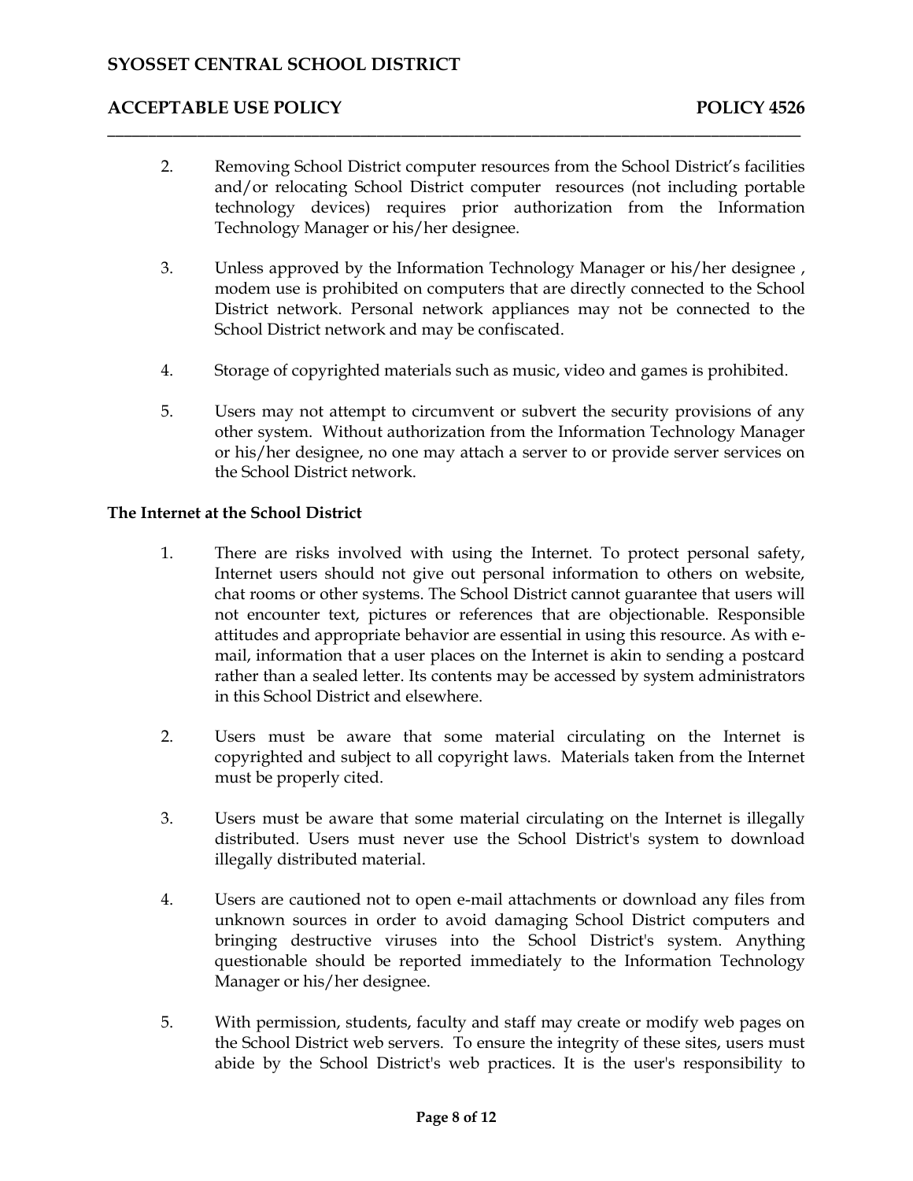2. Removing School District computer resources from the School District's facilities and/or relocating School District computer resources (not including portable technology devices) requires prior authorization from the Information Technology Manager or his/her designee.

3. Unless approved by the Information Technology Manager or his/her designee , modem use is prohibited on computers that are directly connected to the School District network. Personal network appliances may not be connected to the School District network and may be confiscated.

4. Storage of copyrighted materials such as music, video and games is prohibited.

5. Users may not attempt to circumvent or subvert the security provisions of any other system. Without authorization from the Information Technology Manager or his/her designee, no one may attach a server to or provide server services on the School District network.

**The Internet at the School District**

1. There are risks involved with using the Internet. To protect personal safety, Internet users should not give out personal information to others on website, chat rooms or other systems. The School District cannot guarantee that users will not encounter text, pictures or references that are objectionable. Responsible attitudes and appropriate behavior are essential in using this resource. As with e-mail, information that a user places on the Internet is akin to sending a postcard rather than a sealed letter. Its contents may be accessed by system administrators in this School District and elsewhere.

2. Users must be aware that some material circulating on the Internet is copyrighted and subject to all copyright laws. Materials taken from the Internet must be properly cited.

3. Users must be aware that some material circulating on the Internet is illegally distributed. Users must never use the School District's system to download illegally distributed material.

4. Users are cautioned not to open e-mail attachments or download any files from unknown sources in order to avoid damaging School District computers and bringing destructive viruses into the School District's system. Anything questionable should be reported immediately to the Information Technology Manager or his/her designee.

5. With permission, students, faculty and staff may create or modify web pages on the School District web servers. To ensure the integrity of these sites, users must abide by the School District's web practices. It is the user's responsibility to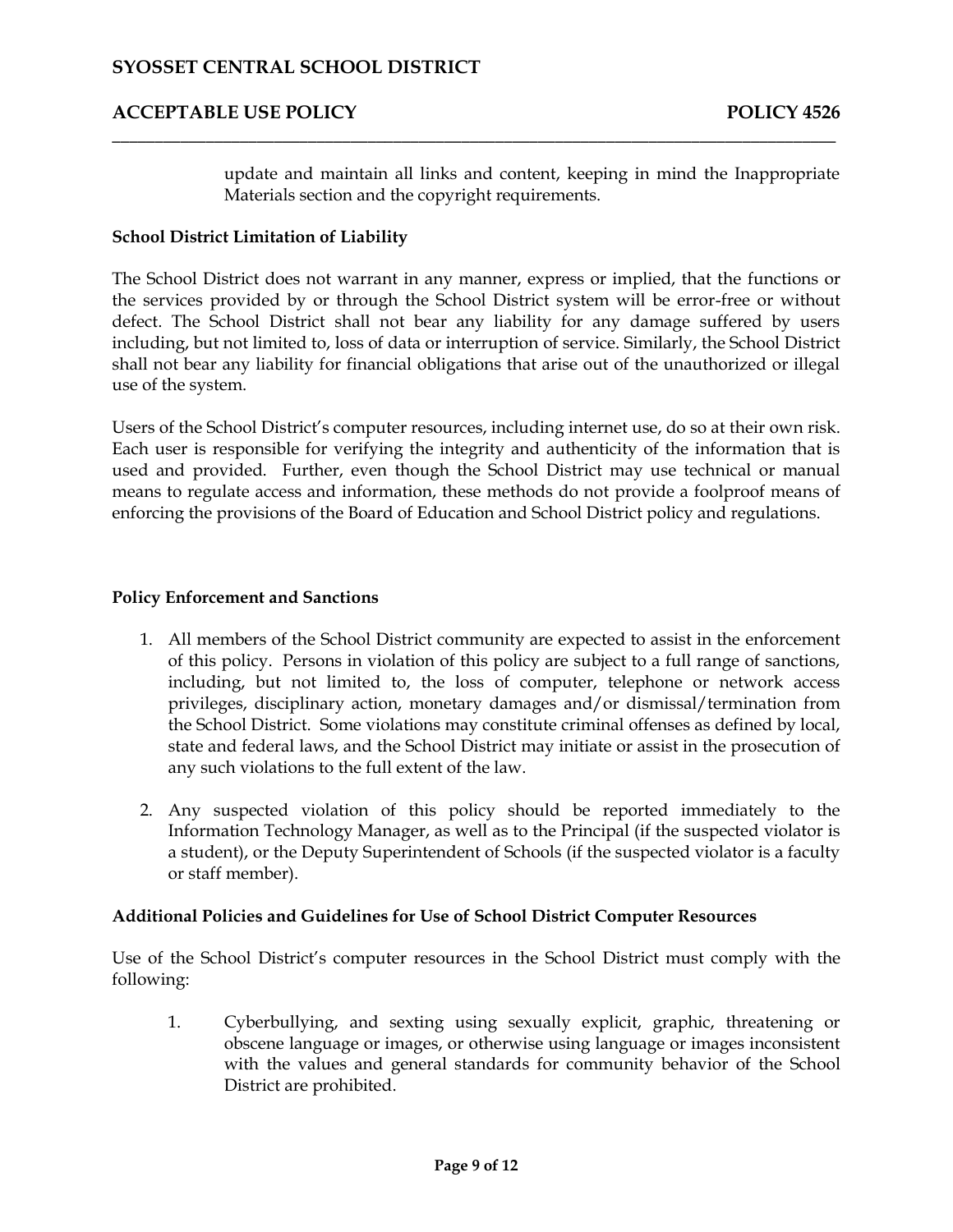update and maintain all links and content, keeping in mind the Inappropriate Materials section and the copyright requirements.

**School District Limitation of Liability**

The School District does not warrant in any manner, express or implied, that the functions or the services provided by or through the School District system will be error-free or without defect. The School District shall not bear any liability for any damage suffered by users including, but not limited to, loss of data or interruption of service. Similarly, the School District shall not bear any liability for financial obligations that arise out of the unauthorized or illegal use of the system.

Users of the School District's computer resources, including internet use, do so at their own risk. Each user is responsible for verifying the integrity and authenticity of the information that is used and provided. Further, even though the School District may use technical or manual means to regulate access and information, these methods do not provide a foolproof means of enforcing the provisions of the Board of Education and School District policy and regulations.

**Policy Enforcement and Sanctions**

1. All members of the School District community are expected to assist in the enforcement of this policy. Persons in violation of this policy are subject to a full range of sanctions, including, but not limited to, the loss of computer, telephone or network access privileges, disciplinary action, monetary damages and/or dismissal/termination from the School District. Some violations may constitute criminal offenses as defined by local, state and federal laws, and the School District may initiate or assist in the prosecution of any such violations to the full extent of the law.

2. Any suspected violation of this policy should be reported immediately to the Information Technology Manager, as well as to the Principal (if the suspected violator is a student), or the Deputy Superintendent of Schools (if the suspected violator is a faculty or staff member).

**Additional Policies and Guidelines for Use of School District Computer Resources**

Use of the School District's computer resources in the School District must comply with the following:

1. Cyberbullying, and sexting using sexually explicit, graphic, threatening or obscene language or images, or otherwise using language or images inconsistent with the values and general standards for community behavior of the School District are prohibited.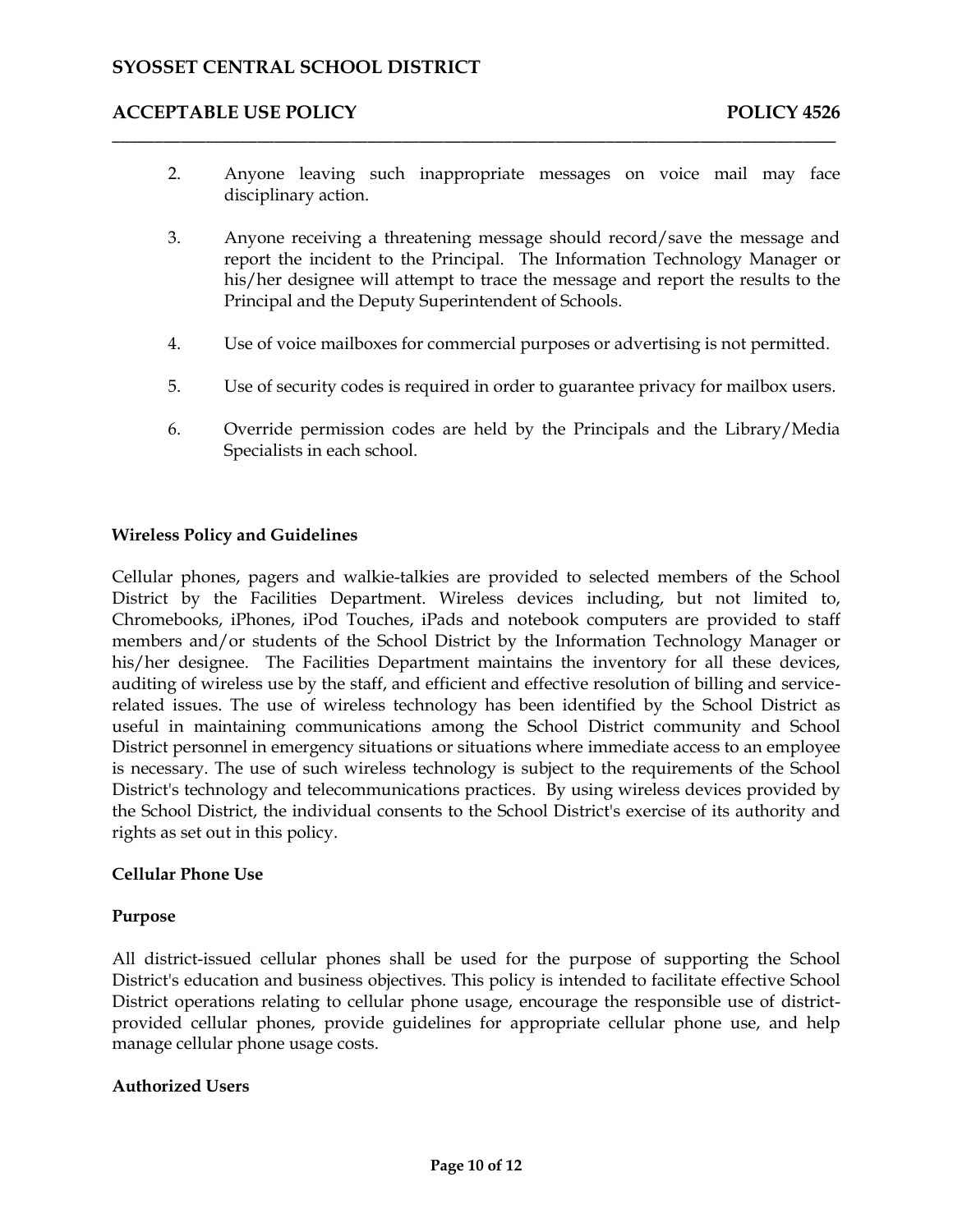2. Anyone leaving such inappropriate messages on voice mail may face disciplinary action.

3. Anyone receiving a threatening message should record/save the message and report the incident to the Principal. The Information Technology Manager or his/her designee will attempt to trace the message and report the results to the Principal and the Deputy Superintendent of Schools.

4. Use of voice mailboxes for commercial purposes or advertising is not permitted.

5. Use of security codes is required in order to guarantee privacy for mailbox users.

6. Override permission codes are held by the Principals and the Library/Media Specialists in each school.

**Wireless Policy and Guidelines**

Cellular phones, pagers and walkie-talkies are provided to selected members of the School District by the Facilities Department. Wireless devices including, but not limited to, Chromebooks, iPhones, iPod Touches, iPads and notebook computers are provided to staff members and/or students of the School District by the Information Technology Manager or his/her designee. The Facilities Department maintains the inventory for all these devices, auditing of wireless use by the staff, and efficient and effective resolution of billing and service-related issues. The use of wireless technology has been identified by the School District as useful in maintaining communications among the School District community and School District personnel in emergency situations or situations where immediate access to an employee is necessary. The use of such wireless technology is subject to the requirements of the School District's technology and telecommunications practices. By using wireless devices provided by the School District, the individual consents to the School District's exercise of its authority and rights as set out in this policy.

**Cellular Phone Use**

**Purpose**

All district-issued cellular phones shall be used for the purpose of supporting the School District's education and business objectives. This policy is intended to facilitate effective School District operations relating to cellular phone usage, encourage the responsible use of district-provided cellular phones, provide guidelines for appropriate cellular phone use, and help manage cellular phone usage costs.

**Authorized Users**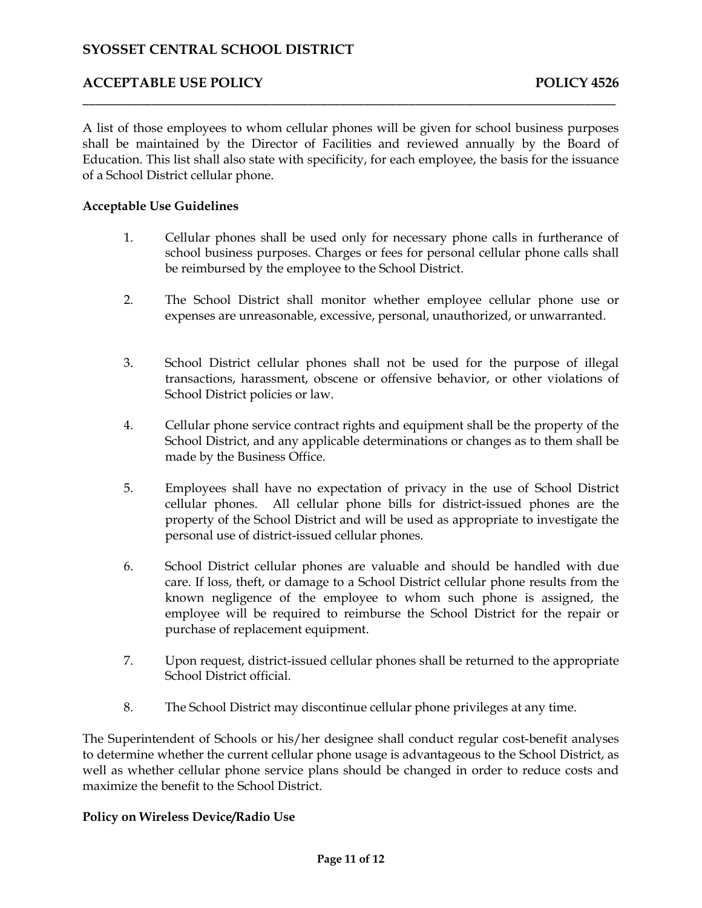A list of those employees to whom cellular phones will be given for school business purposes shall be maintained by the Director of Facilities and reviewed annually by the Board of Education. This list shall also state with specificity, for each employee, the basis for the issuance of a School District cellular phone.

**Acceptable Use Guidelines**

1. Cellular phones shall be used only for necessary phone calls in furtherance of school business purposes. Charges or fees for personal cellular phone calls shall be reimbursed by the employee to the School District.

2. The School District shall monitor whether employee cellular phone use or expenses are unreasonable, excessive, personal, unauthorized, or unwarranted.

3. School District cellular phones shall not be used for the purpose of illegal transactions, harassment, obscene or offensive behavior, or other violations of School District policies or law.

4. Cellular phone service contract rights and equipment shall be the property of the School District, and any applicable determinations or changes as to them shall be made by the Business Office.

5. Employees shall have no expectation of privacy in the use of School District cellular phones. All cellular phone bills for district-issued phones are the property of the School District and will be used as appropriate to investigate the personal use of district-issued cellular phones.

6. School District cellular phones are valuable and should be handled with due care. If loss, theft, or damage to a School District cellular phone results from the known negligence of the employee to whom such phone is assigned, the employee will be required to reimburse the School District for the repair or purchase of replacement equipment.

7. Upon request, district-issued cellular phones shall be returned to the appropriate School District official.

8. The School District may discontinue cellular phone privileges at any time.

The Superintendent of Schools or his/her designee shall conduct regular cost-benefit analyses to determine whether the current cellular phone usage is advantageous to the School District, as well as whether cellular phone service plans should be changed in order to reduce costs and maximize the benefit to the School District.

**Policy on Wireless Device/Radio Use**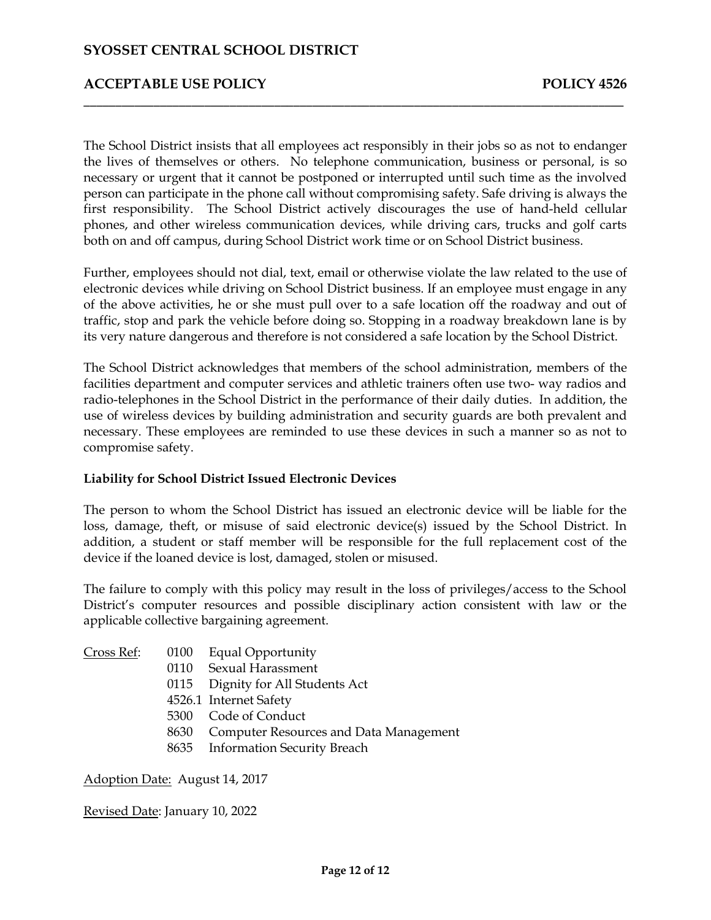The School District insists that all employees act responsibly in their jobs so as not to endanger the lives of themselves or others. No telephone communication, business or personal, is so necessary or urgent that it cannot be postponed or interrupted until such time as the involved person can participate in the phone call without compromising safety. Safe driving is always the first responsibility. The School District actively discourages the use of hand-held cellular phones, and other wireless communication devices, while driving cars, trucks and golf carts both on and off campus, during School District work time or on School District business.

Further, employees should not dial, text, email or otherwise violate the law related to the use of electronic devices while driving on School District business. If an employee must engage in any of the above activities, he or she must pull over to a safe location off the roadway and out of traffic, stop and park the vehicle before doing so. Stopping in a roadway breakdown lane is by its very nature dangerous and therefore is not considered a safe location by the School District.

The School District acknowledges that members of the school administration, members of the facilities department and computer services and athletic trainers often use two- way radios and radio-telephones in the School District in the performance of their daily duties. In addition, the use of wireless devices by building administration and security guards are both prevalent and necessary. These employees are reminded to use these devices in such a manner so as not to compromise safety.

**Liability for School District Issued Electronic Devices**

The person to whom the School District has issued an electronic device will be liable for the loss, damage, theft, or misuse of said electronic device(s) issued by the School District. In addition, a student or staff member will be responsible for the full replacement cost of the device if the loaned device is lost, damaged, stolen or misused.

The failure to comply with this policy may result in the loss of privileges/access to the School District's computer resources and possible disciplinary action consistent with law or the applicable collective bargaining agreement.

Cross Ref:
- 0100 Equal Opportunity
- 0110 Sexual Harassment
- 0115 Dignity for All Students Act
- 4526.1 Internet Safety
- 5300 Code of Conduct
- 8630 Computer Resources and Data Management
- 8635 Information Security Breach

Adoption Date: August 14, 2017

Revised Date: January 10, 2022